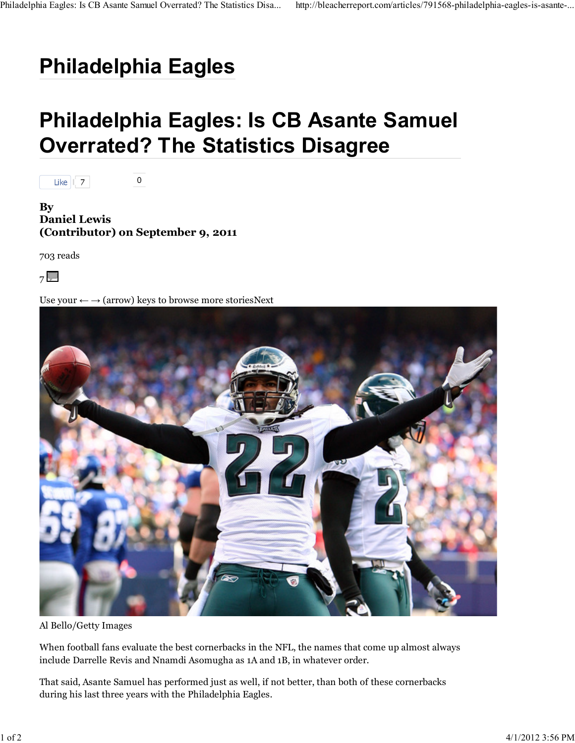# Philadelphia Eagles

# Philadelphia Eagles: Is CB Asante Samuel Overrated? The Statistics Disagree

Like 7 0

**By**
**Daniel Lewis**
**(Contributor) on September 9, 2011**

703 reads

7

Use your ← → (arrow) keys to browse more storiesNext

Al Bello/Getty Images

When football fans evaluate the best cornerbacks in the NFL, the names that come up almost always include Darrelle Revis and Nnamdi Asomugha as 1A and 1B, in whatever order.

That said, Asante Samuel has performed just as well, if not better, than both of these cornerbacks during his last three years with the Philadelphia Eagles.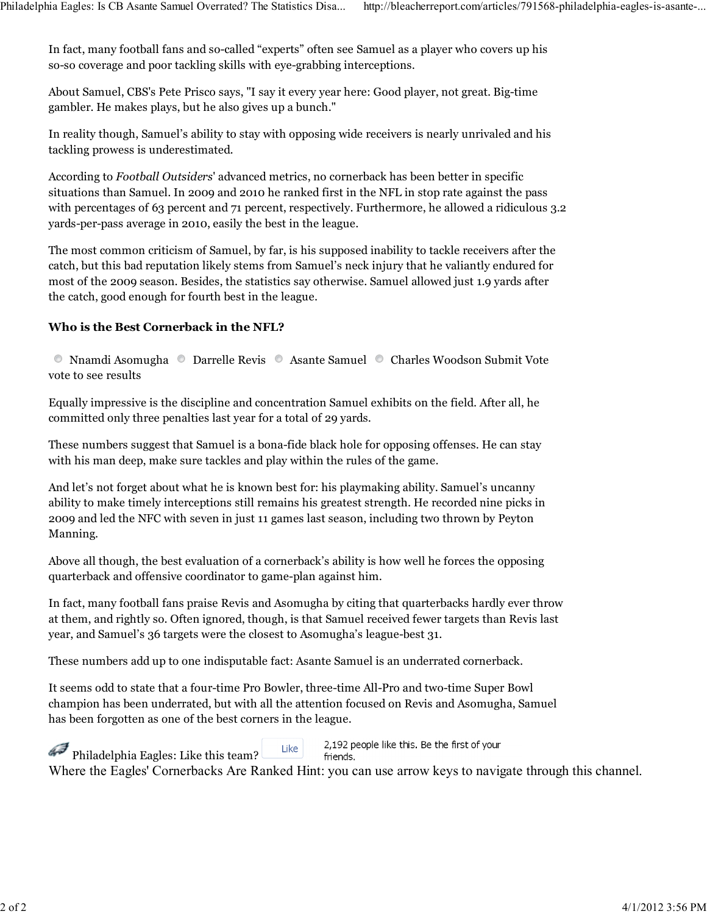In fact, many football fans and so-called "experts" often see Samuel as a player who covers up his so-so coverage and poor tackling skills with eye-grabbing interceptions.

About Samuel, CBS's Pete Prisco says, "I say it every year here: Good player, not great. Big-time gambler. He makes plays, but he also gives up a bunch."

In reality though, Samuel's ability to stay with opposing wide receivers is nearly unrivaled and his tackling prowess is underestimated.

According to *Football Outsiders*' advanced metrics, no cornerback has been better in specific situations than Samuel. In 2009 and 2010 he ranked first in the NFL in stop rate against the pass with percentages of 63 percent and 71 percent, respectively. Furthermore, he allowed a ridiculous 3.2 yards-per-pass average in 2010, easily the best in the league.

The most common criticism of Samuel, by far, is his supposed inability to tackle receivers after the catch, but this bad reputation likely stems from Samuel's neck injury that he valiantly endured for most of the 2009 season. Besides, the statistics say otherwise. Samuel allowed just 1.9 yards after the catch, good enough for fourth best in the league.

**Who is the Best Cornerback in the NFL?**

Nnamdi Asomugha Darrelle Revis Asante Samuel Charles Woodson Submit Vote
vote to see results

Equally impressive is the discipline and concentration Samuel exhibits on the field. After all, he committed only three penalties last year for a total of 29 yards.

These numbers suggest that Samuel is a bona-fide black hole for opposing offenses. He can stay with his man deep, make sure tackles and play within the rules of the game.

And let's not forget about what he is known best for: his playmaking ability. Samuel's uncanny ability to make timely interceptions still remains his greatest strength. He recorded nine picks in 2009 and led the NFC with seven in just 11 games last season, including two thrown by Peyton Manning.

Above all though, the best evaluation of a cornerback's ability is how well he forces the opposing quarterback and offensive coordinator to game-plan against him.

In fact, many football fans praise Revis and Asomugha by citing that quarterbacks hardly ever throw at them, and rightly so. Often ignored, though, is that Samuel received fewer targets than Revis last year, and Samuel's 36 targets were the closest to Asomugha's league-best 31.

These numbers add up to one indisputable fact: Asante Samuel is an underrated cornerback.

It seems odd to state that a four-time Pro Bowler, three-time All-Pro and two-time Super Bowl champion has been underrated, but with all the attention focused on Revis and Asomugha, Samuel has been forgotten as one of the best corners in the league.

Philadelphia Eagles: Like this team? Like 2,192 people like this. Be the first of your friends.

Where the Eagles' Cornerbacks Are Ranked Hint: you can use arrow keys to navigate through this channel.